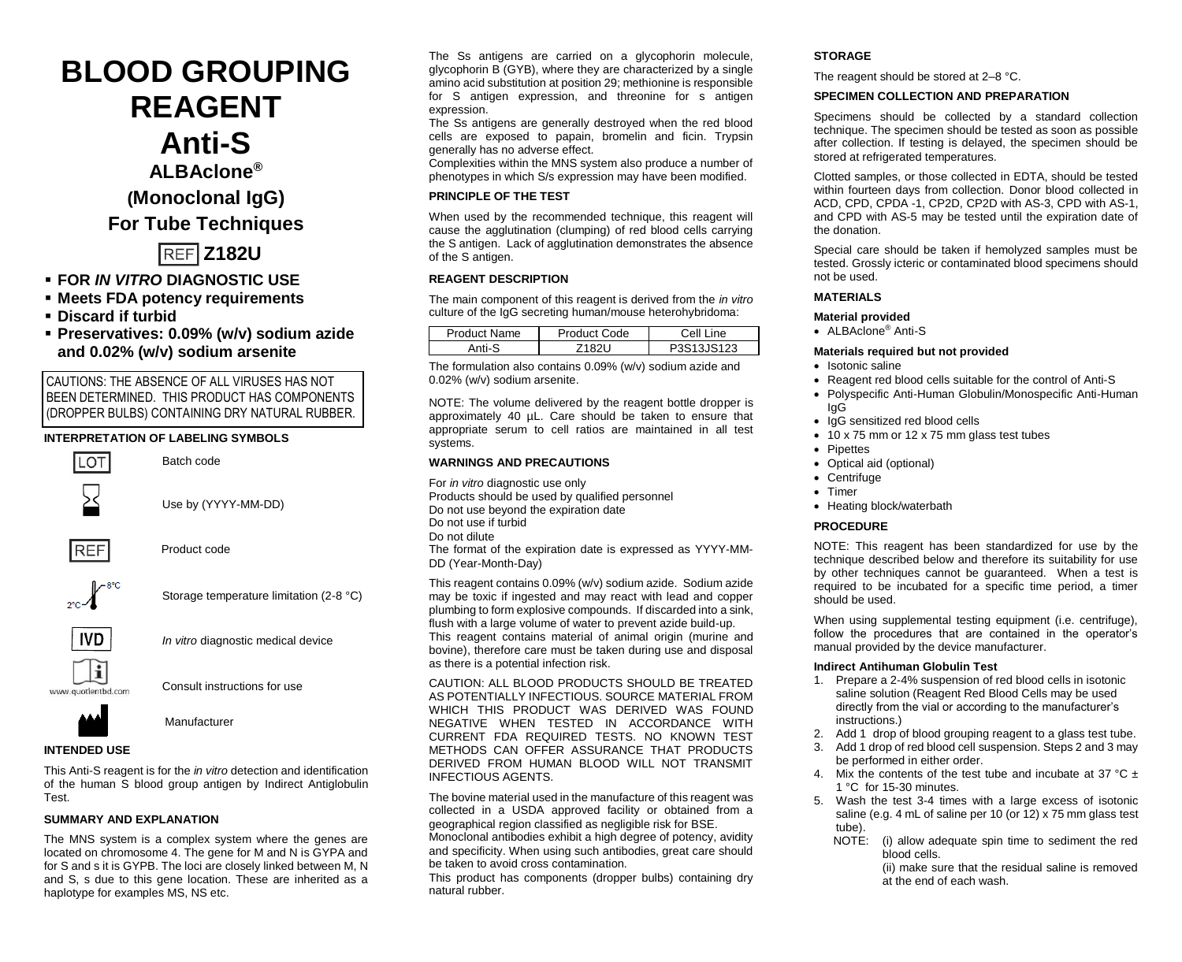# BLOOD GROUPING REAGENT

# Anti-S

## ALBAclone®

## (Monoclonal IgG)

## For Tube Techniques

## REF Z182U

- **FOR *IN VITRO* DIAGNOSTIC USE**
- **Meets FDA potency requirements**
- **Discard if turbid**
- **Preservatives: 0.09% (w/v) sodium azide and 0.02% (w/v) sodium arsenite**

CAUTIONS: THE ABSENCE OF ALL VIRUSES HAS NOT BEEN DETERMINED. THIS PRODUCT HAS COMPONENTS (DROPPER BULBS) CONTAINING DRY NATURAL RUBBER.

### INTERPRETATION OF LABELING SYMBOLS

| Symbol | Meaning |
|---|---|
| LOT | Batch code |
| ⌛ | Use by (YYYY-MM-DD) |
| REF | Product code |
| 2°C–8°C | Storage temperature limitation (2-8 °C) |
| IVD | *In vitro* diagnostic medical device |
| i (www.quotientbd.com) | Consult instructions for use |
| 🏭 | Manufacturer |

### INTENDED USE

This Anti-S reagent is for the *in vitro* detection and identification of the human S blood group antigen by Indirect Antiglobulin Test.

### SUMMARY AND EXPLANATION

The MNS system is a complex system where the genes are located on chromosome 4. The gene for M and N is GYPA and for S and s it is GYPB. The loci are closely linked between M, N and S, s due to this gene location. These are inherited as a haplotype for examples MS, NS etc.

The Ss antigens are carried on a glycophorin molecule, glycophorin B (GYB), where they are characterized by a single amino acid substitution at position 29; methionine is responsible for S antigen expression, and threonine for s antigen expression.

The Ss antigens are generally destroyed when the red blood cells are exposed to papain, bromelin and ficin. Trypsin generally has no adverse effect.

Complexities within the MNS system also produce a number of phenotypes in which S/s expression may have been modified.

### PRINCIPLE OF THE TEST

When used by the recommended technique, this reagent will cause the agglutination (clumping) of red blood cells carrying the S antigen. Lack of agglutination demonstrates the absence of the S antigen.

### REAGENT DESCRIPTION

The main component of this reagent is derived from the *in vitro* culture of the IgG secreting human/mouse heterohybridoma:

| Product Name | Product Code | Cell Line |
|---|---|---|
| Anti-S | Z182U | P3S13JS123 |

The formulation also contains 0.09% (w/v) sodium azide and 0.02% (w/v) sodium arsenite.

NOTE: The volume delivered by the reagent bottle dropper is approximately 40 µL. Care should be taken to ensure that appropriate serum to cell ratios are maintained in all test systems.

### WARNINGS AND PRECAUTIONS

For *in vitro* diagnostic use only
Products should be used by qualified personnel
Do not use beyond the expiration date
Do not use if turbid
Do not dilute
The format of the expiration date is expressed as YYYY-MM-DD (Year-Month-Day)

This reagent contains 0.09% (w/v) sodium azide. Sodium azide may be toxic if ingested and may react with lead and copper plumbing to form explosive compounds. If discarded into a sink, flush with a large volume of water to prevent azide build-up.
This reagent contains material of animal origin (murine and bovine), therefore care must be taken during use and disposal as there is a potential infection risk.

CAUTION: ALL BLOOD PRODUCTS SHOULD BE TREATED AS POTENTIALLY INFECTIOUS. SOURCE MATERIAL FROM WHICH THIS PRODUCT WAS DERIVED WAS FOUND NEGATIVE WHEN TESTED IN ACCORDANCE WITH CURRENT FDA REQUIRED TESTS. NO KNOWN TEST METHODS CAN OFFER ASSURANCE THAT PRODUCTS DERIVED FROM HUMAN BLOOD WILL NOT TRANSMIT INFECTIOUS AGENTS.

The bovine material used in the manufacture of this reagent was collected in a USDA approved facility or obtained from a geographical region classified as negligible risk for BSE.
Monoclonal antibodies exhibit a high degree of potency, avidity and specificity. When using such antibodies, great care should be taken to avoid cross contamination.
This product has components (dropper bulbs) containing dry natural rubber.

### STORAGE

The reagent should be stored at 2–8 °C.

### SPECIMEN COLLECTION AND PREPARATION

Specimens should be collected by a standard collection technique. The specimen should be tested as soon as possible after collection. If testing is delayed, the specimen should be stored at refrigerated temperatures.

Clotted samples, or those collected in EDTA, should be tested within fourteen days from collection. Donor blood collected in ACD, CPD, CPDA -1, CP2D, CP2D with AS-3, CPD with AS-1, and CPD with AS-5 may be tested until the expiration date of the donation.

Special care should be taken if hemolyzed samples must be tested. Grossly icteric or contaminated blood specimens should not be used.

### MATERIALS

#### Material provided

- ALBAclone® Anti-S

#### Materials required but not provided

- Isotonic saline
- Reagent red blood cells suitable for the control of Anti-S
- Polyspecific Anti-Human Globulin/Monospecific Anti-Human IgG
- IgG sensitized red blood cells
- 10 x 75 mm or 12 x 75 mm glass test tubes
- Pipettes
- Optical aid (optional)
- Centrifuge
- Timer
- Heating block/waterbath

### PROCEDURE

NOTE: This reagent has been standardized for use by the technique described below and therefore its suitability for use by other techniques cannot be guaranteed. When a test is required to be incubated for a specific time period, a timer should be used.

When using supplemental testing equipment (i.e. centrifuge), follow the procedures that are contained in the operator's manual provided by the device manufacturer.

#### Indirect Antihuman Globulin Test

1. Prepare a 2-4% suspension of red blood cells in isotonic saline solution (Reagent Red Blood Cells may be used directly from the vial or according to the manufacturer's instructions.)
2. Add 1 drop of blood grouping reagent to a glass test tube.
3. Add 1 drop of red blood cell suspension. Steps 2 and 3 may be performed in either order.
4. Mix the contents of the test tube and incubate at 37 °C ± 1 °C for 15-30 minutes.
5. Wash the test 3-4 times with a large excess of isotonic saline (e.g. 4 mL of saline per 10 (or 12) x 75 mm glass test tube).
   NOTE: (i) allow adequate spin time to sediment the red blood cells.
   (ii) make sure that the residual saline is removed at the end of each wash.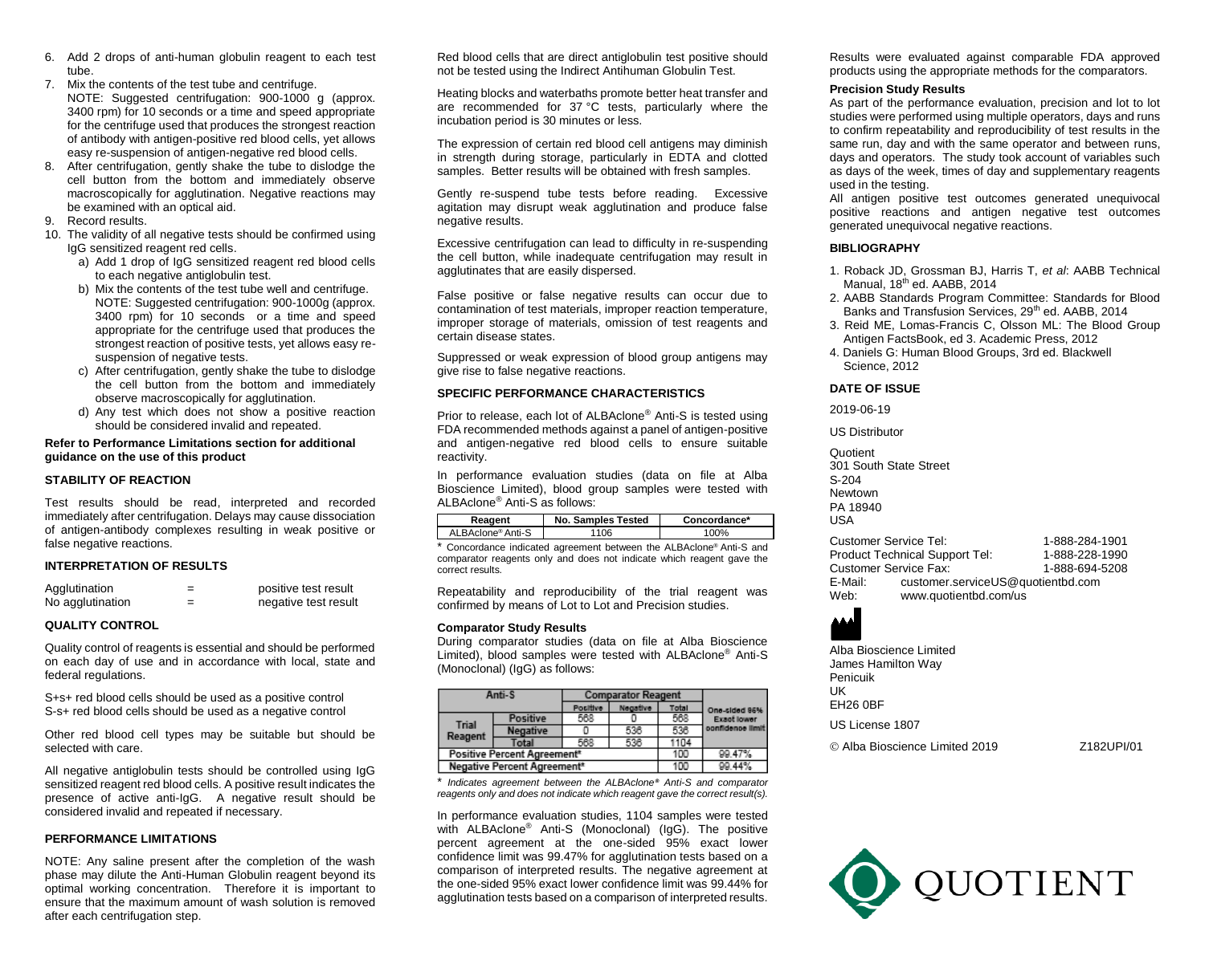6. Add 2 drops of anti-human globulin reagent to each test tube.
7. Mix the contents of the test tube and centrifuge. NOTE: Suggested centrifugation: 900-1000 g (approx. 3400 rpm) for 10 seconds or a time and speed appropriate for the centrifuge used that produces the strongest reaction of antibody with antigen-positive red blood cells, yet allows easy re-suspension of antigen-negative red blood cells.
8. After centrifugation, gently shake the tube to dislodge the cell button from the bottom and immediately observe macroscopically for agglutination. Negative reactions may be examined with an optical aid.
9. Record results.
10. The validity of all negative tests should be confirmed using IgG sensitized reagent red cells.
    a) Add 1 drop of IgG sensitized reagent red blood cells to each negative antiglobulin test.
    b) Mix the contents of the test tube well and centrifuge. NOTE: Suggested centrifugation: 900-1000g (approx. 3400 rpm) for 10 seconds or a time and speed appropriate for the centrifuge used that produces the strongest reaction of positive tests, yet allows easy re-suspension of negative tests.
    c) After centrifugation, gently shake the tube to dislodge the cell button from the bottom and immediately observe macroscopically for agglutination.
    d) Any test which does not show a positive reaction should be considered invalid and repeated.

**Refer to Performance Limitations section for additional guidance on the use of this product**

## STABILITY OF REACTION

Test results should be read, interpreted and recorded immediately after centrifugation. Delays may cause dissociation of antigen-antibody complexes resulting in weak positive or false negative reactions.

## INTERPRETATION OF RESULTS

| | | |
|---|---|---|
| Agglutination | = | positive test result |
| No agglutination | = | negative test result |

## QUALITY CONTROL

Quality control of reagents is essential and should be performed on each day of use and in accordance with local, state and federal regulations.

S+s+ red blood cells should be used as a positive control
S-s+ red blood cells should be used as a negative control

Other red blood cell types may be suitable but should be selected with care.

All negative antiglobulin tests should be controlled using IgG sensitized reagent red blood cells. A positive result indicates the presence of active anti-IgG. A negative result should be considered invalid and repeated if necessary.

## PERFORMANCE LIMITATIONS

NOTE: Any saline present after the completion of the wash phase may dilute the Anti-Human Globulin reagent beyond its optimal working concentration. Therefore it is important to ensure that the maximum amount of wash solution is removed after each centrifugation step.

Red blood cells that are direct antiglobulin test positive should not be tested using the Indirect Antihuman Globulin Test.

Heating blocks and waterbaths promote better heat transfer and are recommended for 37 °C tests, particularly where the incubation period is 30 minutes or less.

The expression of certain red blood cell antigens may diminish in strength during storage, particularly in EDTA and clotted samples. Better results will be obtained with fresh samples.

Gently re-suspend tube tests before reading. Excessive agitation may disrupt weak agglutination and produce false negative results.

Excessive centrifugation can lead to difficulty in re-suspending the cell button, while inadequate centrifugation may result in agglutinates that are easily dispersed.

False positive or false negative results can occur due to contamination of test materials, improper reaction temperature, improper storage of materials, omission of test reagents and certain disease states.

Suppressed or weak expression of blood group antigens may give rise to false negative reactions.

## SPECIFIC PERFORMANCE CHARACTERISTICS

Prior to release, each lot of ALBAclone® Anti-S is tested using FDA recommended methods against a panel of antigen-positive and antigen-negative red blood cells to ensure suitable reactivity.

In performance evaluation studies (data on file at Alba Bioscience Limited), blood group samples were tested with ALBAclone® Anti-S as follows:

| Reagent | No. Samples Tested | Concordance* |
|---|---|---|
| ALBAclone® Anti-S | 1106 | 100% |

\* Concordance indicated agreement between the ALBAclone® Anti-S and comparator reagents only and does not indicate which reagent gave the correct results.

Repeatability and reproducibility of the trial reagent was confirmed by means of Lot to Lot and Precision studies.

### Comparator Study Results

During comparator studies (data on file at Alba Bioscience Limited), blood samples were tested with ALBAclone® Anti-S (Monoclonal) (IgG) as follows:

| Anti-S | | Comparator Reagent | | | One-sided 95% Exact lower confidence limit |
|---|---|---|---|---|---|
| | | Positive | Negative | Total | |
| Trial Reagent | Positive | 568 | 0 | 568 | |
| | Negative | 0 | 536 | 536 | |
| | Total | 568 | 536 | 1104 | |
| Positive Percent Agreement* | | | | 100 | 99.47% |
| Negative Percent Agreement* | | | | 100 | 99.44% |

\* *Indicates agreement between the ALBAclone® Anti-S and comparator reagents only and does not indicate which reagent gave the correct result(s).*

In performance evaluation studies, 1104 samples were tested with ALBAclone® Anti-S (Monoclonal) (IgG). The positive percent agreement at the one-sided 95% exact lower confidence limit was 99.47% for agglutination tests based on a comparison of interpreted results. The negative agreement at the one-sided 95% exact lower confidence limit was 99.44% for agglutination tests based on a comparison of interpreted results.

Results were evaluated against comparable FDA approved products using the appropriate methods for the comparators.

### Precision Study Results

As part of the performance evaluation, precision and lot to lot studies were performed using multiple operators, days and runs to confirm repeatability and reproducibility of test results in the same run, day and with the same operator and between runs, days and operators. The study took account of variables such as days of the week, times of day and supplementary reagents used in the testing.

All antigen positive test outcomes generated unequivocal positive reactions and antigen negative test outcomes generated unequivocal negative reactions.

## BIBLIOGRAPHY

1. Roback JD, Grossman BJ, Harris T, *et al*: AABB Technical Manual, 18th ed. AABB, 2014
2. AABB Standards Program Committee: Standards for Blood Banks and Transfusion Services, 29th ed. AABB, 2014
3. Reid ME, Lomas-Francis C, Olsson ML: The Blood Group Antigen FactsBook, ed 3. Academic Press, 2012
4. Daniels G: Human Blood Groups, 3rd ed. Blackwell Science, 2012

## DATE OF ISSUE

2019-06-19

US Distributor

Quotient
301 South State Street
S-204
Newtown
PA 18940
USA

| | |
|---|---|
| Customer Service Tel: | 1-888-284-1901 |
| Product Technical Support Tel: | 1-888-228-1990 |
| Customer Service Fax: | 1-888-694-5208 |
| E-Mail: | customer.serviceUS@quotientbd.com |
| Web: | www.quotientbd.com/us |

Alba Bioscience Limited
James Hamilton Way
Penicuik
UK
EH26 0BF

US License 1807

© Alba Bioscience Limited 2019 Z182UPI/01

QUOTIENT